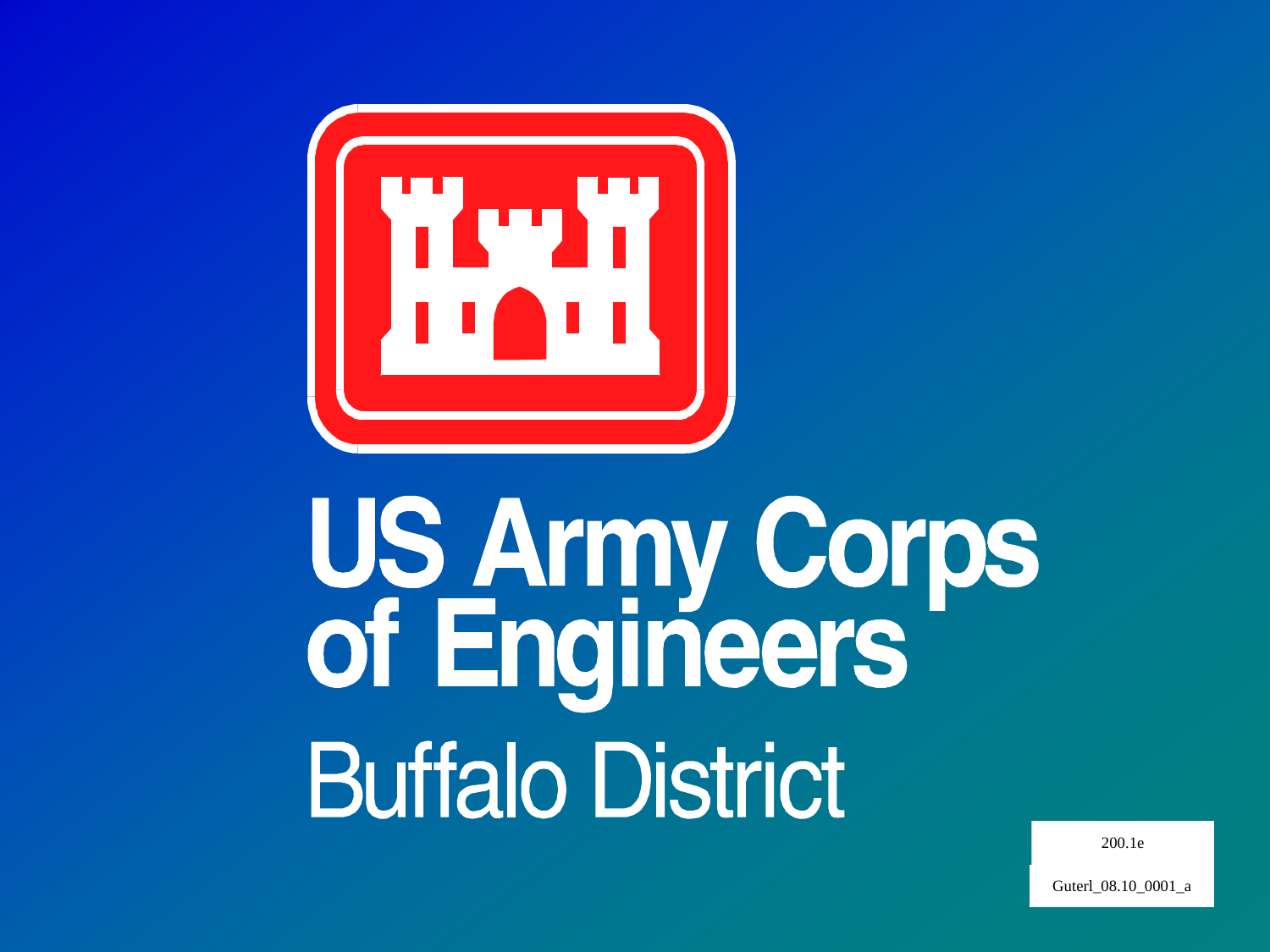# US Army Corps of Engineers

## Buffalo District

200.1e

Guterl_08.10_0001_a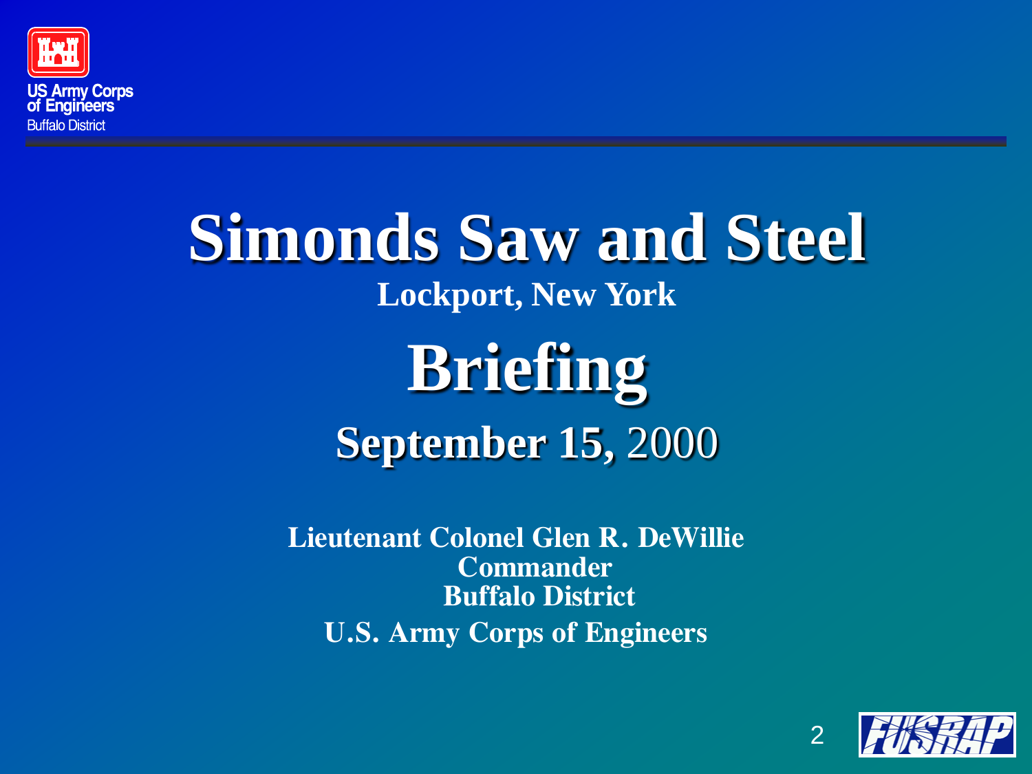US Army Corps of Engineers
Buffalo District

# Simonds Saw and Steel

**Lockport, New York**

# Briefing

## September 15, 2000

**Lieutenant Colonel Glen R. DeWillie**
**Commander**
**Buffalo District**
**U.S. Army Corps of Engineers**

FUSRAP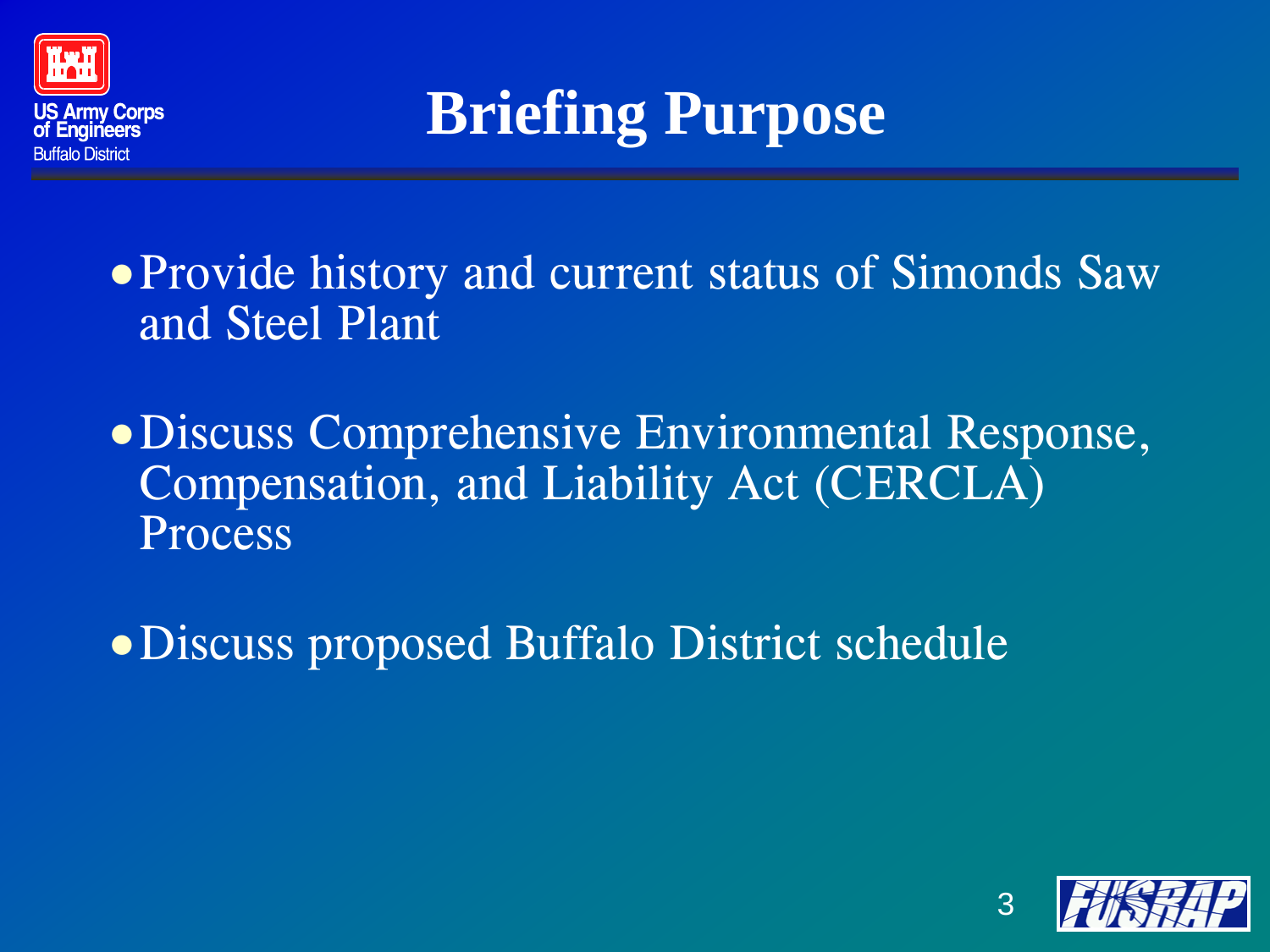# Briefing Purpose

- Provide history and current status of Simonds Saw and Steel Plant
- Discuss Comprehensive Environmental Response, Compensation, and Liability Act (CERCLA) Process
- Discuss proposed Buffalo District schedule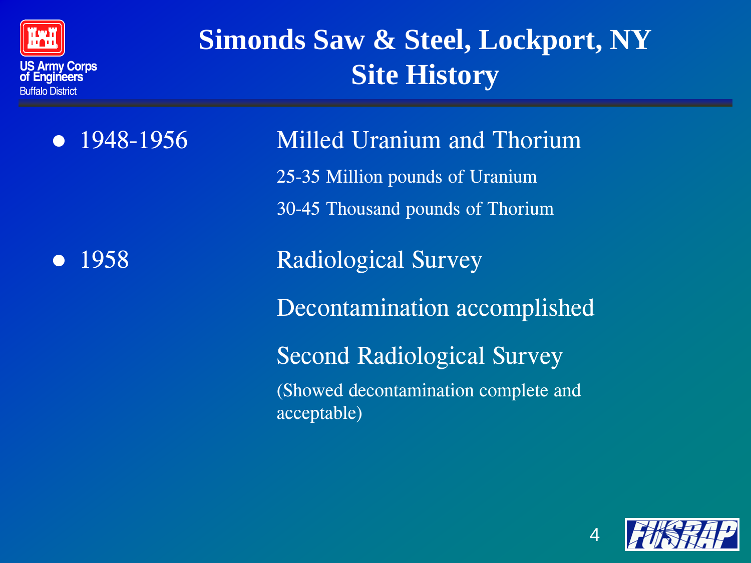# Simonds Saw & Steel, Lockport, NY Site History

- 1948-1956 — Milled Uranium and Thorium
  - 25-35 Million pounds of Uranium
  - 30-45 Thousand pounds of Thorium
- 1958 — Radiological Survey
  - Decontamination accomplished
  - Second Radiological Survey
  - (Showed decontamination complete and acceptable)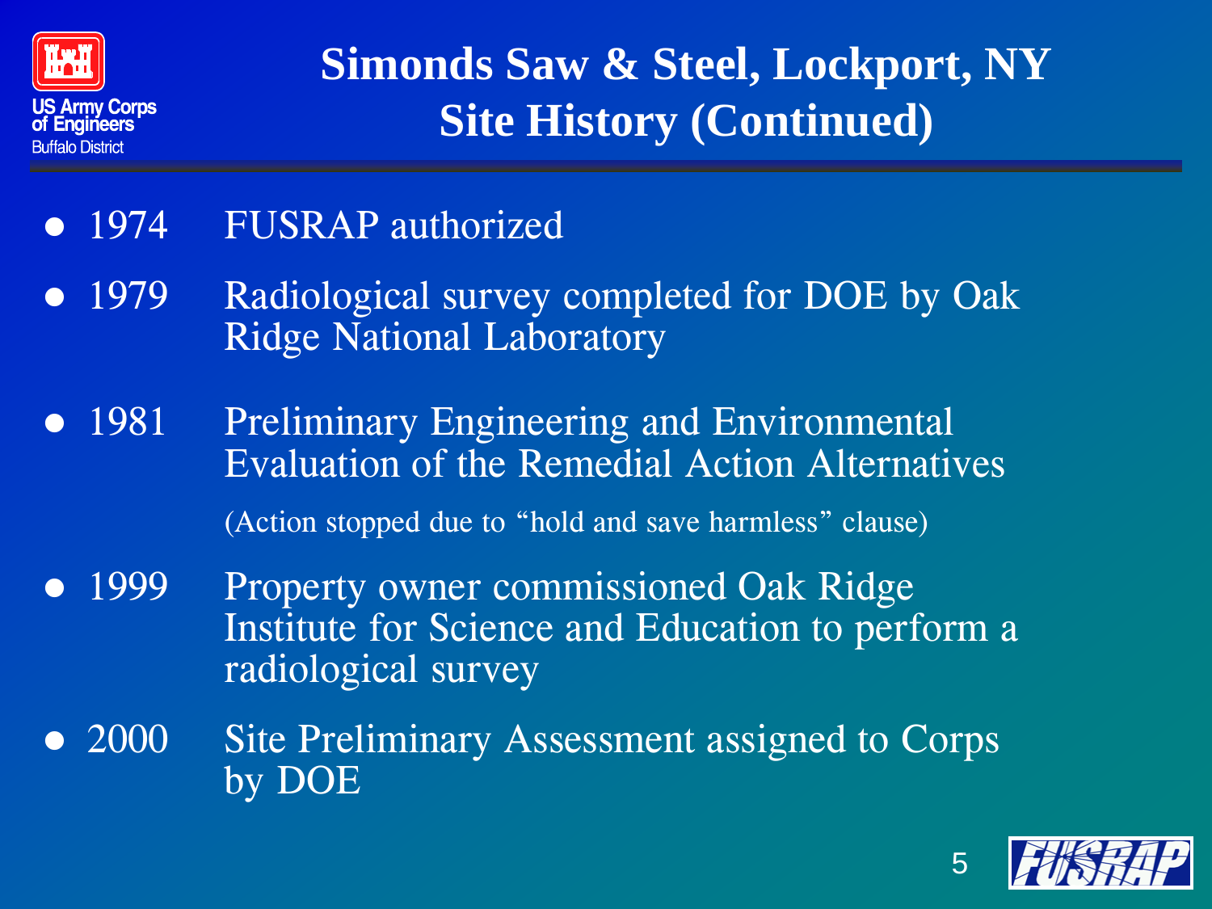# Simonds Saw & Steel, Lockport, NY
# Site History (Continued)

- 1974 FUSRAP authorized
- 1979 Radiological survey completed for DOE by Oak Ridge National Laboratory
- 1981 Preliminary Engineering and Environmental Evaluation of the Remedial Action Alternatives

  (Action stopped due to "hold and save harmless" clause)
- 1999 Property owner commissioned Oak Ridge Institute for Science and Education to perform a radiological survey
- 2000 Site Preliminary Assessment assigned to Corps by DOE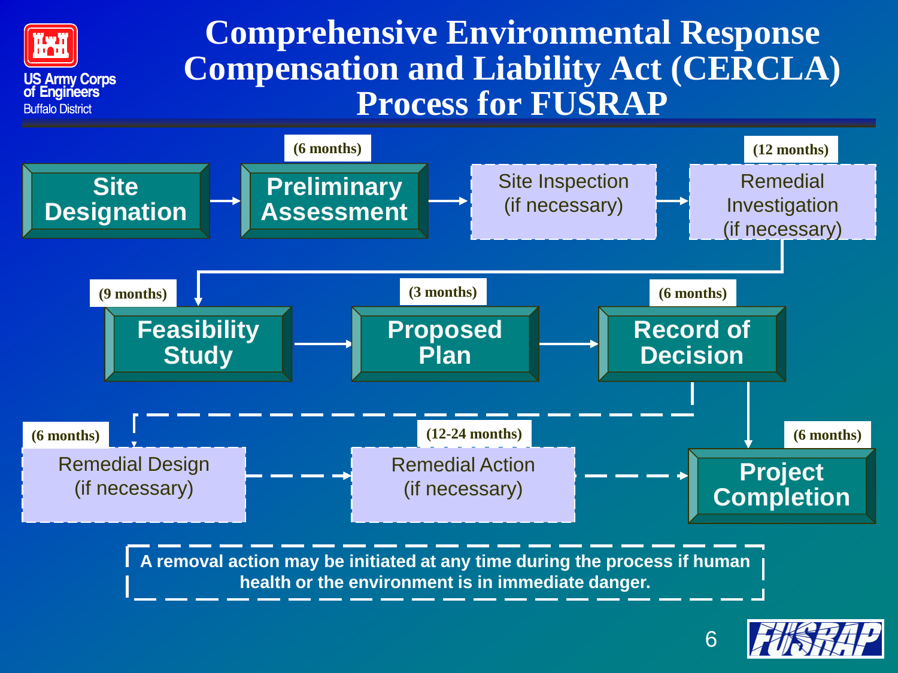# Comprehensive Environmental Response Compensation and Liability Act (CERCLA) Process for FUSRAP

US Army Corps of Engineers
Buffalo District

**Site Designation** → **Preliminary Assessment** (6 months) → Site Inspection (if necessary) → Remedial Investigation (if necessary) (12 months)

→ **Feasibility Study** (9 months) → **Proposed Plan** (3 months) → **Record of Decision** (6 months)

→ Remedial Design (if necessary) (6 months) → Remedial Action (if necessary) (12-24 months) → **Project Completion** (6 months)

**A removal action may be initiated at any time during the process if human health or the environment is in immediate danger.**

FUSRAP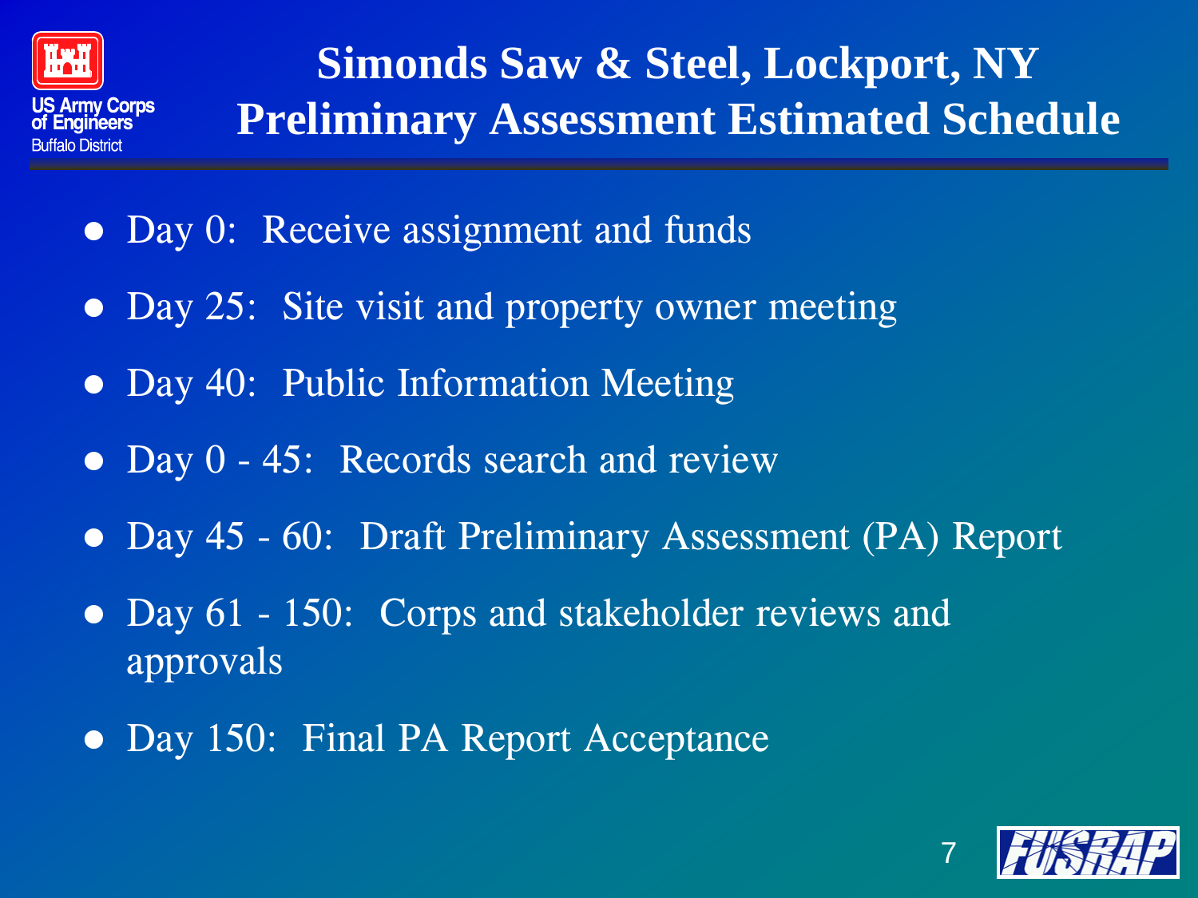# Simonds Saw & Steel, Lockport, NY Preliminary Assessment Estimated Schedule

- Day 0: Receive assignment and funds
- Day 25: Site visit and property owner meeting
- Day 40: Public Information Meeting
- Day 0 - 45: Records search and review
- Day 45 - 60: Draft Preliminary Assessment (PA) Report
- Day 61 - 150: Corps and stakeholder reviews and approvals
- Day 150: Final PA Report Acceptance